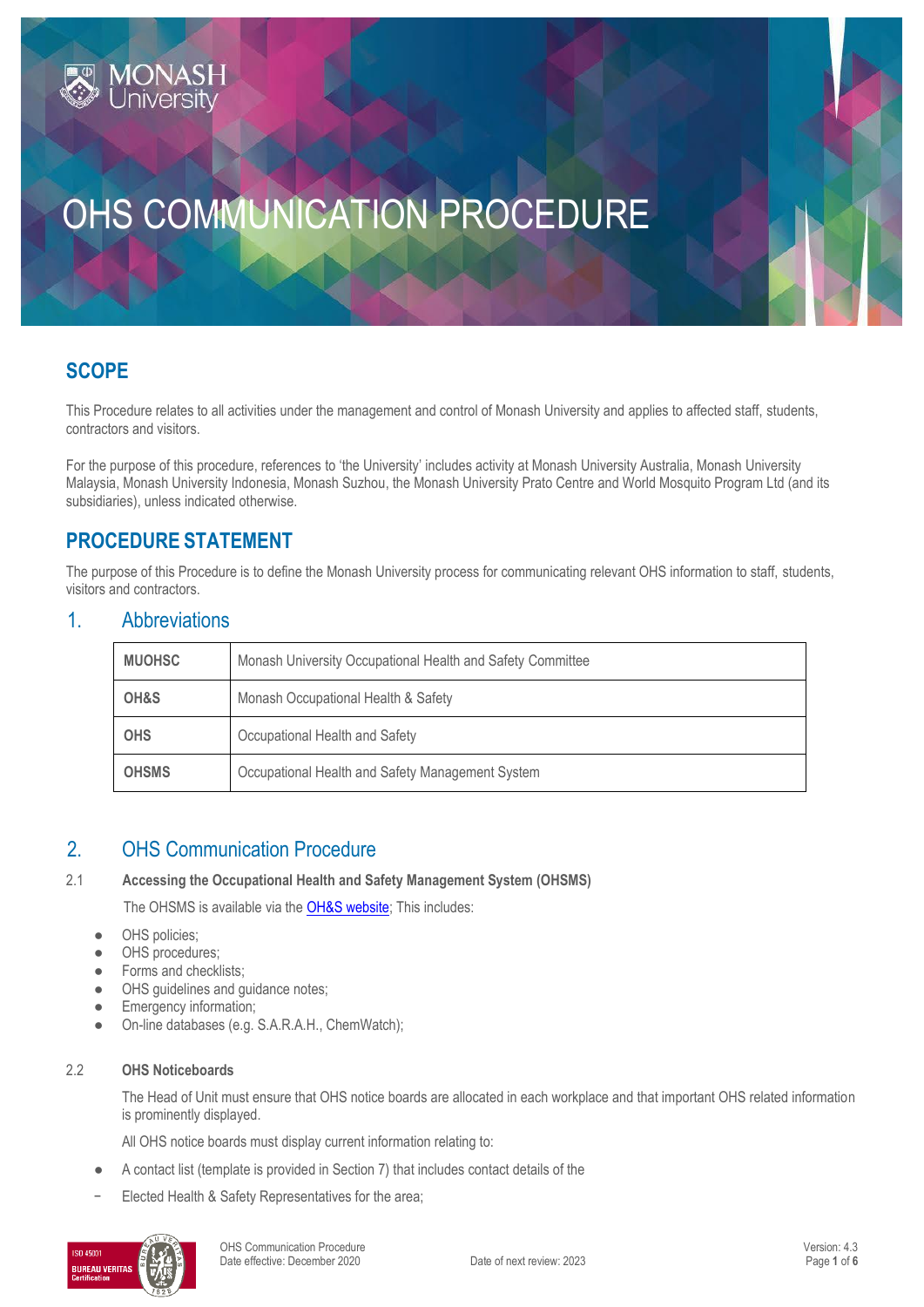# OHS COMMUNICATION PROCEDURE

## SCOPE

This Procedure relates to all activities under the management and control of Monash University and applies to affected staff, students, contractors and visitors.

For the purpose of this procedure, references to 'the University' includes activity at Monash University Australia, Monash University Malaysia, Monash University Indonesia, Monash Suzhou, the Monash University Prato Centre and World Mosquito Program Ltd (and its subsidiaries), unless indicated otherwise.

## PROCEDURE STATEMENT

The purpose of this Procedure is to define the Monash University process for communicating relevant OHS information to staff, students, visitors and contractors.

### 1. Abbreviations

| | |
|---|---|
| **MUOHSC** | Monash University Occupational Health and Safety Committee |
| **OH&S** | Monash Occupational Health & Safety |
| **OHS** | Occupational Health and Safety |
| **OHSMS** | Occupational Health and Safety Management System |

### 2. OHS Communication Procedure

**2.1 Accessing the Occupational Health and Safety Management System (OHSMS)**

The OHSMS is available via the OH&S website; This includes:

- OHS policies;
- OHS procedures;
- Forms and checklists;
- OHS guidelines and guidance notes;
- Emergency information;
- On-line databases (e.g. S.A.R.A.H., ChemWatch);

**2.2 OHS Noticeboards**

The Head of Unit must ensure that OHS notice boards are allocated in each workplace and that important OHS related information is prominently displayed.

All OHS notice boards must display current information relating to:

- A contact list (template is provided in Section 7) that includes contact details of the
  - Elected Health & Safety Representatives for the area;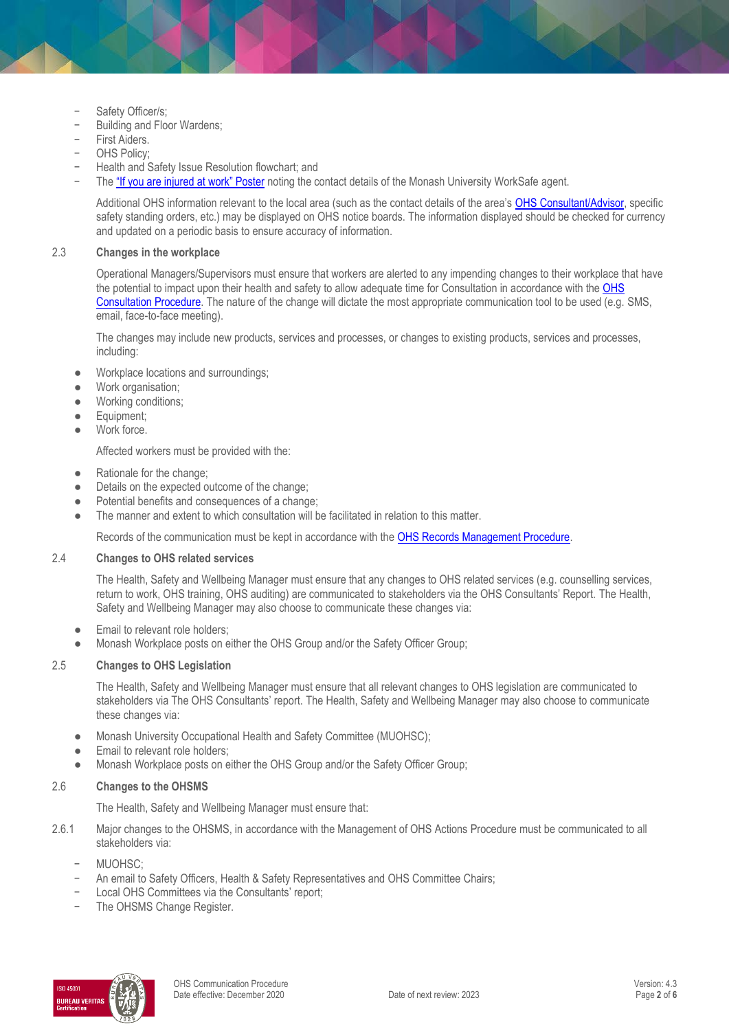- Safety Officer/s;
- Building and Floor Wardens;
- First Aiders.
- OHS Policy;
- Health and Safety Issue Resolution flowchart; and
- The "If you are injured at work" Poster noting the contact details of the Monash University WorkSafe agent.

Additional OHS information relevant to the local area (such as the contact details of the area's OHS Consultant/Advisor, specific safety standing orders, etc.) may be displayed on OHS notice boards. The information displayed should be checked for currency and updated on a periodic basis to ensure accuracy of information.

### 2.3 Changes in the workplace

Operational Managers/Supervisors must ensure that workers are alerted to any impending changes to their workplace that have the potential to impact upon their health and safety to allow adequate time for Consultation in accordance with the OHS Consultation Procedure. The nature of the change will dictate the most appropriate communication tool to be used (e.g. SMS, email, face-to-face meeting).

The changes may include new products, services and processes, or changes to existing products, services and processes, including:

- Workplace locations and surroundings;
- Work organisation;
- Working conditions;
- Equipment;
- Work force.

Affected workers must be provided with the:

- Rationale for the change;
- Details on the expected outcome of the change;
- Potential benefits and consequences of a change;
- The manner and extent to which consultation will be facilitated in relation to this matter.

Records of the communication must be kept in accordance with the OHS Records Management Procedure.

### 2.4 Changes to OHS related services

The Health, Safety and Wellbeing Manager must ensure that any changes to OHS related services (e.g. counselling services, return to work, OHS training, OHS auditing) are communicated to stakeholders via the OHS Consultants' Report. The Health, Safety and Wellbeing Manager may also choose to communicate these changes via:

- Email to relevant role holders;
- Monash Workplace posts on either the OHS Group and/or the Safety Officer Group;

### 2.5 Changes to OHS Legislation

The Health, Safety and Wellbeing Manager must ensure that all relevant changes to OHS legislation are communicated to stakeholders via The OHS Consultants' report. The Health, Safety and Wellbeing Manager may also choose to communicate these changes via:

- Monash University Occupational Health and Safety Committee (MUOHSC);
- Email to relevant role holders;
- Monash Workplace posts on either the OHS Group and/or the Safety Officer Group;

### 2.6 Changes to the OHSMS

The Health, Safety and Wellbeing Manager must ensure that:

2.6.1 Major changes to the OHSMS, in accordance with the Management of OHS Actions Procedure must be communicated to all stakeholders via:

- MUOHSC;
- An email to Safety Officers, Health & Safety Representatives and OHS Committee Chairs;
- Local OHS Committees via the Consultants' report;
- The OHSMS Change Register.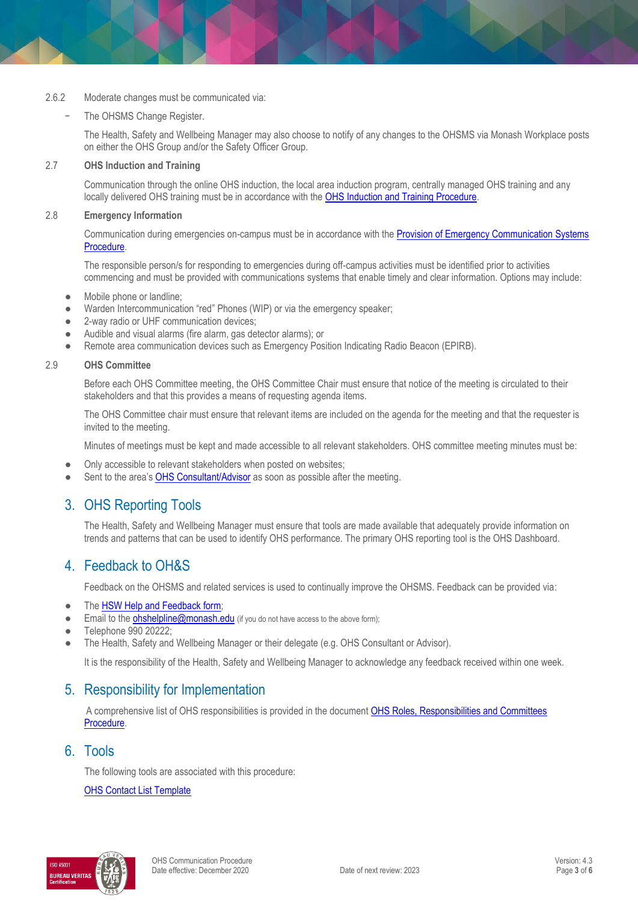2.6.2 Moderate changes must be communicated via:

- The OHSMS Change Register.

The Health, Safety and Wellbeing Manager may also choose to notify of any changes to the OHSMS via Monash Workplace posts on either the OHS Group and/or the Safety Officer Group.

### 2.7 OHS Induction and Training

Communication through the online OHS induction, the local area induction program, centrally managed OHS training and any locally delivered OHS training must be in accordance with the OHS Induction and Training Procedure.

### 2.8 Emergency Information

Communication during emergencies on-campus must be in accordance with the Provision of Emergency Communication Systems Procedure.

The responsible person/s for responding to emergencies during off-campus activities must be identified prior to activities commencing and must be provided with communications systems that enable timely and clear information. Options may include:

- Mobile phone or landline;
- Warden Intercommunication "red" Phones (WIP) or via the emergency speaker;
- 2-way radio or UHF communication devices;
- Audible and visual alarms (fire alarm, gas detector alarms); or
- Remote area communication devices such as Emergency Position Indicating Radio Beacon (EPIRB).

### 2.9 OHS Committee

Before each OHS Committee meeting, the OHS Committee Chair must ensure that notice of the meeting is circulated to their stakeholders and that this provides a means of requesting agenda items.

The OHS Committee chair must ensure that relevant items are included on the agenda for the meeting and that the requester is invited to the meeting.

Minutes of meetings must be kept and made accessible to all relevant stakeholders. OHS committee meeting minutes must be:

- Only accessible to relevant stakeholders when posted on websites;
- Sent to the area's OHS Consultant/Advisor as soon as possible after the meeting.

## 3. OHS Reporting Tools

The Health, Safety and Wellbeing Manager must ensure that tools are made available that adequately provide information on trends and patterns that can be used to identify OHS performance. The primary OHS reporting tool is the OHS Dashboard.

## 4. Feedback to OH&S

Feedback on the OHSMS and related services is used to continually improve the OHSMS. Feedback can be provided via:

- The HSW Help and Feedback form;
- Email to the ohshelpline@monash.edu (if you do not have access to the above form);
- Telephone 990 20222;
- The Health, Safety and Wellbeing Manager or their delegate (e.g. OHS Consultant or Advisor).

It is the responsibility of the Health, Safety and Wellbeing Manager to acknowledge any feedback received within one week.

## 5. Responsibility for Implementation

A comprehensive list of OHS responsibilities is provided in the document OHS Roles, Responsibilities and Committees Procedure.

## 6. Tools

The following tools are associated with this procedure:

OHS Contact List Template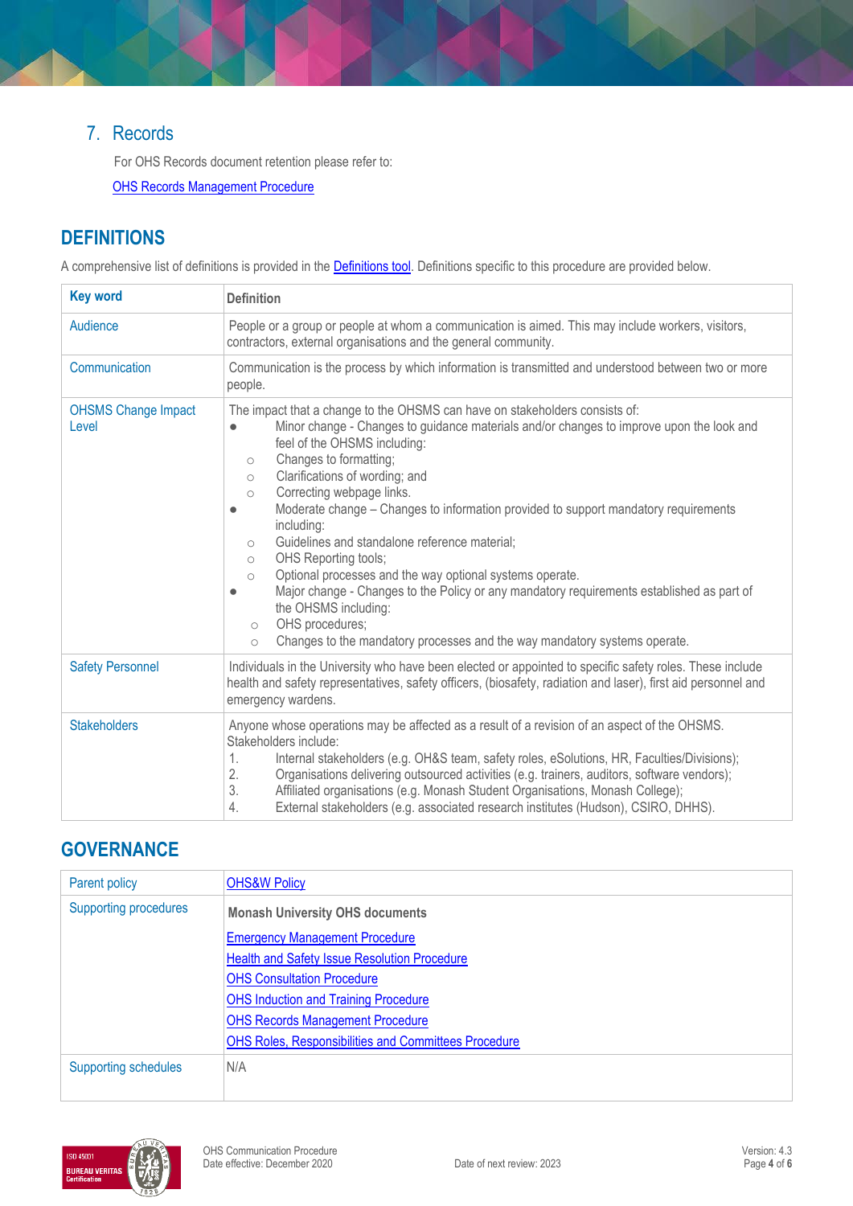## 7. Records

For OHS Records document retention please refer to:

OHS Records Management Procedure

# DEFINITIONS

A comprehensive list of definitions is provided in the Definitions tool. Definitions specific to this procedure are provided below.

| Key word | Definition |
|---|---|
| Audience | People or a group or people at whom a communication is aimed. This may include workers, visitors, contractors, external organisations and the general community. |
| Communication | Communication is the process by which information is transmitted and understood between two or more people. |
| OHSMS Change Impact Level | The impact that a change to the OHSMS can have on stakeholders consists of:<br>● Minor change - Changes to guidance materials and/or changes to improve upon the look and feel of the OHSMS including:<br>○ Changes to formatting;<br>○ Clarifications of wording; and<br>○ Correcting webpage links.<br>● Moderate change – Changes to information provided to support mandatory requirements including:<br>○ Guidelines and standalone reference material;<br>○ OHS Reporting tools;<br>○ Optional processes and the way optional systems operate.<br>● Major change - Changes to the Policy or any mandatory requirements established as part of the OHSMS including:<br>○ OHS procedures;<br>○ Changes to the mandatory processes and the way mandatory systems operate. |
| Safety Personnel | Individuals in the University who have been elected or appointed to specific safety roles. These include health and safety representatives, safety officers, (biosafety, radiation and laser), first aid personnel and emergency wardens. |
| Stakeholders | Anyone whose operations may be affected as a result of a revision of an aspect of the OHSMS. Stakeholders include:<br>1. Internal stakeholders (e.g. OH&S team, safety roles, eSolutions, HR, Faculties/Divisions);<br>2. Organisations delivering outsourced activities (e.g. trainers, auditors, software vendors);<br>3. Affiliated organisations (e.g. Monash Student Organisations, Monash College);<br>4. External stakeholders (e.g. associated research institutes (Hudson), CSIRO, DHHS). |

# GOVERNANCE

| Parent policy | OHS&W Policy |
|---|---|
| Supporting procedures | **Monash University OHS documents**<br>Emergency Management Procedure<br>Health and Safety Issue Resolution Procedure<br>OHS Consultation Procedure<br>OHS Induction and Training Procedure<br>OHS Records Management Procedure<br>OHS Roles, Responsibilities and Committees Procedure |
| Supporting schedules | N/A |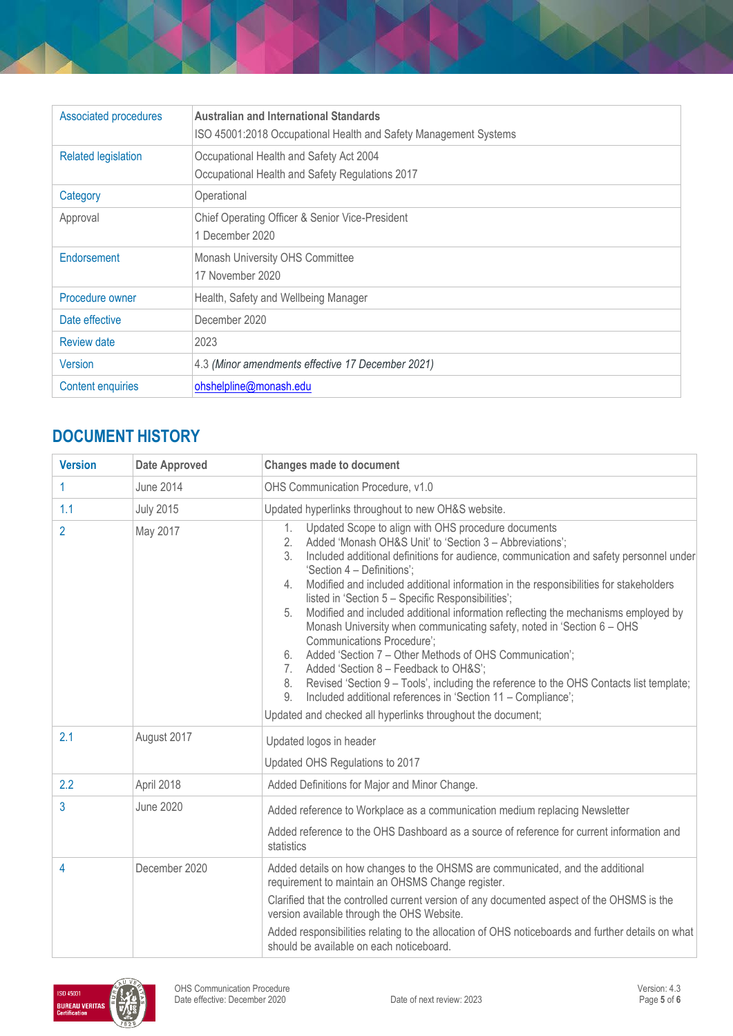| Associated procedures | **Australian and International Standards**<br>ISO 45001:2018 Occupational Health and Safety Management Systems |
|---|---|
| Related legislation | Occupational Health and Safety Act 2004<br>Occupational Health and Safety Regulations 2017 |
| Category | Operational |
| Approval | Chief Operating Officer & Senior Vice-President<br>1 December 2020 |
| Endorsement | Monash University OHS Committee<br>17 November 2020 |
| Procedure owner | Health, Safety and Wellbeing Manager |
| Date effective | December 2020 |
| Review date | 2023 |
| Version | 4.3 *(Minor amendments effective 17 December 2021)* |
| Content enquiries | ohshelpline@monash.edu |

## DOCUMENT HISTORY

| Version | Date Approved | Changes made to document |
|---|---|---|
| 1 | June 2014 | OHS Communication Procedure, v1.0 |
| 1.1 | July 2015 | Updated hyperlinks throughout to new OH&S website. |
| 2 | May 2017 | 1. Updated Scope to align with OHS procedure documents<br>2. Added 'Monash OH&S Unit' to 'Section 3 – Abbreviations';<br>3. Included additional definitions for audience, communication and safety personnel under 'Section 4 – Definitions';<br>4. Modified and included additional information in the responsibilities for stakeholders listed in 'Section 5 – Specific Responsibilities';<br>5. Modified and included additional information reflecting the mechanisms employed by Monash University when communicating safety, noted in 'Section 6 – OHS Communications Procedure';<br>6. Added 'Section 7 – Other Methods of OHS Communication';<br>7. Added 'Section 8 – Feedback to OH&S';<br>8. Revised 'Section 9 – Tools', including the reference to the OHS Contacts list template;<br>9. Included additional references in 'Section 11 – Compliance';<br>Updated and checked all hyperlinks throughout the document; |
| 2.1 | August 2017 | Updated logos in header<br>Updated OHS Regulations to 2017 |
| 2.2 | April 2018 | Added Definitions for Major and Minor Change. |
| 3 | June 2020 | Added reference to Workplace as a communication medium replacing Newsletter<br>Added reference to the OHS Dashboard as a source of reference for current information and statistics |
| 4 | December 2020 | Added details on how changes to the OHSMS are communicated, and the additional requirement to maintain an OHSMS Change register.<br>Clarified that the controlled current version of any documented aspect of the OHSMS is the version available through the OHS Website.<br>Added responsibilities relating to the allocation of OHS noticeboards and further details on what should be available on each noticeboard. |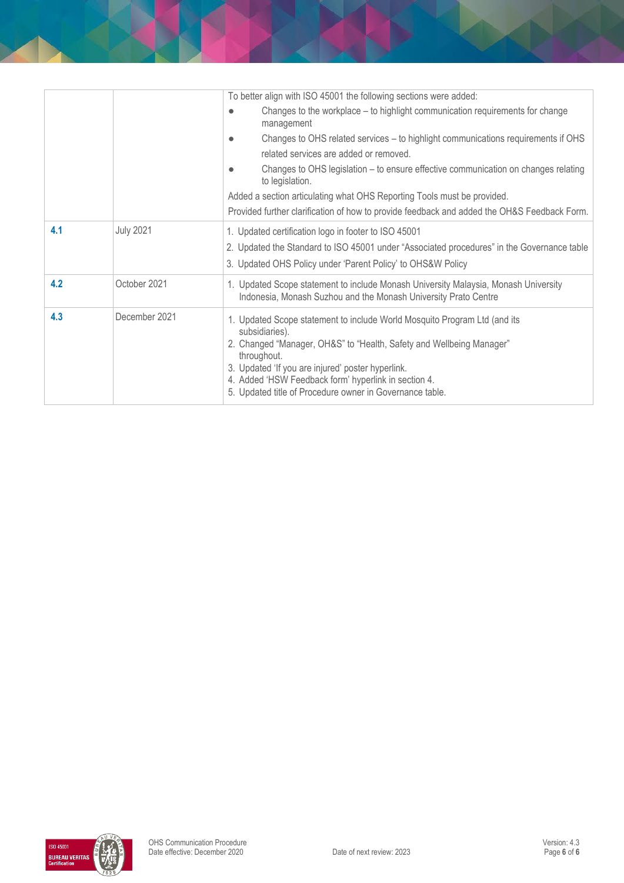| | | |
|---|---|---|
| | | To better align with ISO 45001 the following sections were added:<br>● Changes to the workplace – to highlight communication requirements for change management<br>● Changes to OHS related services – to highlight communications requirements if OHS related services are added or removed.<br>● Changes to OHS legislation – to ensure effective communication on changes relating to legislation.<br>Added a section articulating what OHS Reporting Tools must be provided.<br>Provided further clarification of how to provide feedback and added the OH&S Feedback Form. |
| **4.1** | July 2021 | 1. Updated certification logo in footer to ISO 45001<br>2. Updated the Standard to ISO 45001 under "Associated procedures" in the Governance table<br>3. Updated OHS Policy under 'Parent Policy' to OHS&W Policy |
| **4.2** | October 2021 | 1. Updated Scope statement to include Monash University Malaysia, Monash University Indonesia, Monash Suzhou and the Monash University Prato Centre |
| **4.3** | December 2021 | 1. Updated Scope statement to include World Mosquito Program Ltd (and its subsidiaries).<br>2. Changed "Manager, OH&S" to "Health, Safety and Wellbeing Manager" throughout.<br>3. Updated 'If you are injured' poster hyperlink.<br>4. Added 'HSW Feedback form' hyperlink in section 4.<br>5. Updated title of Procedure owner in Governance table. |